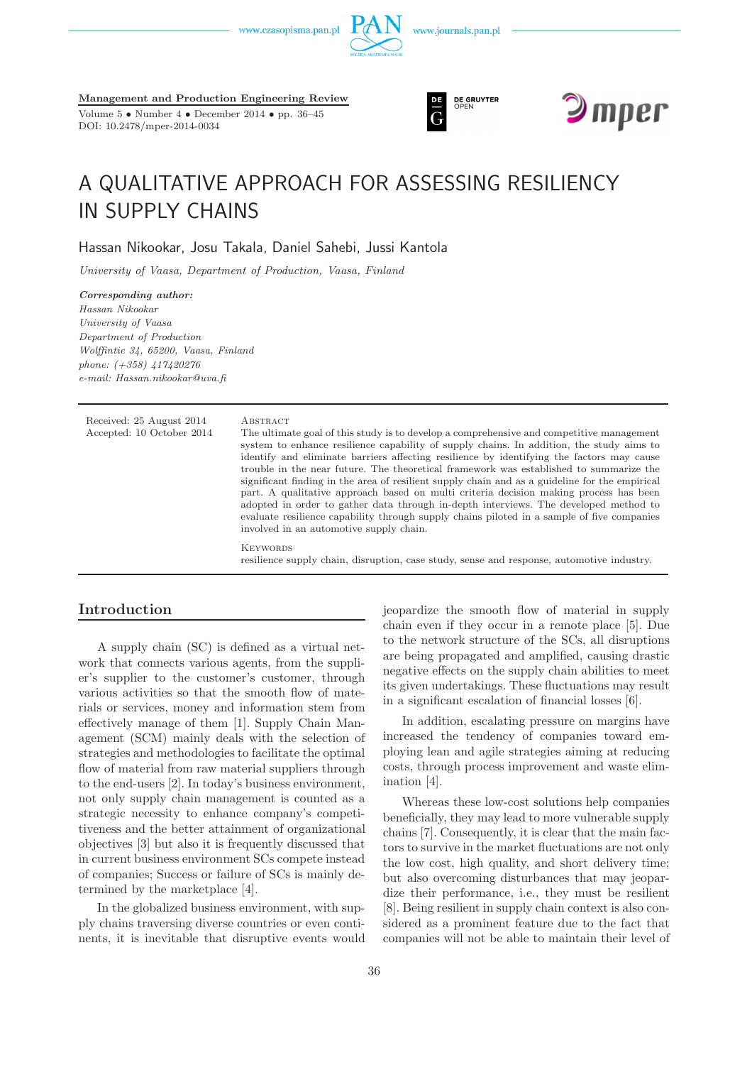Management and Production Engineering Review

Volume 5 • Number 4 • December 2014 • pp. 36–45
DOI: 10.2478/mper-2014-0034

# A QUALITATIVE APPROACH FOR ASSESSING RESILIENCY IN SUPPLY CHAINS

Hassan Nikookar, Josu Takala, Daniel Sahebi, Jussi Kantola

*University of Vaasa, Department of Production, Vaasa, Finland*

***Corresponding author:***
*Hassan Nikookar*
*University of Vaasa*
*Department of Production*
*Wolffintie 34, 65200, Vaasa, Finland*
*phone: (+358) 417420276*
*e-mail: Hassan.nikookar@uva.fi*

Received: 25 August 2014
Accepted: 10 October 2014

Abstract

The ultimate goal of this study is to develop a comprehensive and competitive management system to enhance resilience capability of supply chains. In addition, the study aims to identify and eliminate barriers affecting resilience by identifying the factors may cause trouble in the near future. The theoretical framework was established to summarize the significant finding in the area of resilient supply chain and as a guideline for the empirical part. A qualitative approach based on multi criteria decision making process has been adopted in order to gather data through in-depth interviews. The developed method to evaluate resilience capability through supply chains piloted in a sample of five companies involved in an automotive supply chain.

Keywords

resilience supply chain, disruption, case study, sense and response, automotive industry.

## Introduction

A supply chain (SC) is defined as a virtual network that connects various agents, from the supplier's supplier to the customer's customer, through various activities so that the smooth flow of materials or services, money and information stem from effectively manage of them [1]. Supply Chain Management (SCM) mainly deals with the selection of strategies and methodologies to facilitate the optimal flow of material from raw material suppliers through to the end-users [2]. In today's business environment, not only supply chain management is counted as a strategic necessity to enhance company's competitiveness and the better attainment of organizational objectives [3] but also it is frequently discussed that in current business environment SCs compete instead of companies; Success or failure of SCs is mainly determined by the marketplace [4].

In the globalized business environment, with supply chains traversing diverse countries or even continents, it is inevitable that disruptive events would jeopardize the smooth flow of material in supply chain even if they occur in a remote place [5]. Due to the network structure of the SCs, all disruptions are being propagated and amplified, causing drastic negative effects on the supply chain abilities to meet its given undertakings. These fluctuations may result in a significant escalation of financial losses [6].

In addition, escalating pressure on margins have increased the tendency of companies toward employing lean and agile strategies aiming at reducing costs, through process improvement and waste elimination [4].

Whereas these low-cost solutions help companies beneficially, they may lead to more vulnerable supply chains [7]. Consequently, it is clear that the main factors to survive in the market fluctuations are not only the low cost, high quality, and short delivery time; but also overcoming disturbances that may jeopardize their performance, i.e., they must be resilient [8]. Being resilient in supply chain context is also considered as a prominent feature due to the fact that companies will not be able to maintain their level of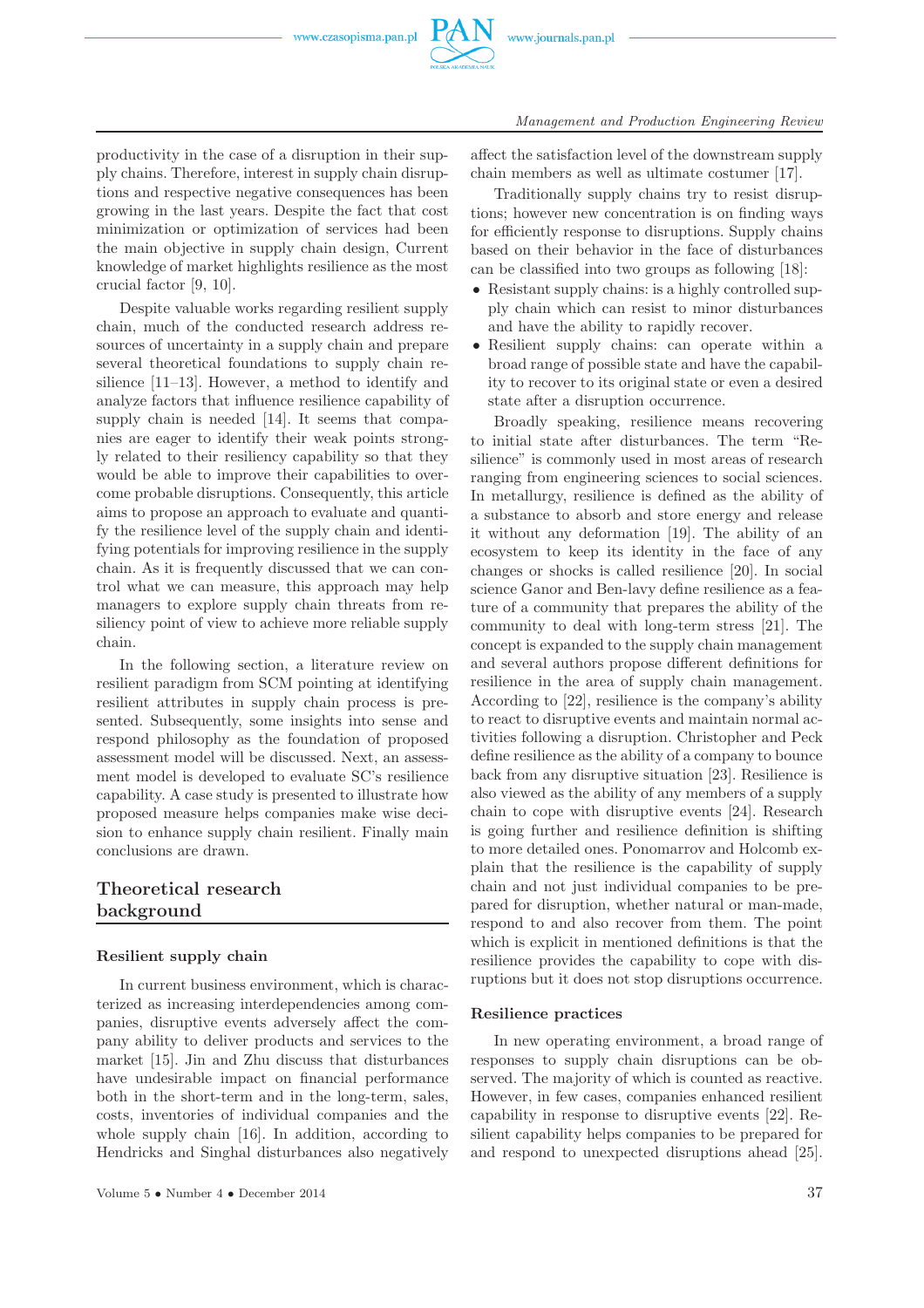productivity in the case of a disruption in their supply chains. Therefore, interest in supply chain disruptions and respective negative consequences has been growing in the last years. Despite the fact that cost minimization or optimization of services had been the main objective in supply chain design, Current knowledge of market highlights resilience as the most crucial factor [9, 10].

Despite valuable works regarding resilient supply chain, much of the conducted research address resources of uncertainty in a supply chain and prepare several theoretical foundations to supply chain resilience [11–13]. However, a method to identify and analyze factors that influence resilience capability of supply chain is needed [14]. It seems that companies are eager to identify their weak points strongly related to their resiliency capability so that they would be able to improve their capabilities to overcome probable disruptions. Consequently, this article aims to propose an approach to evaluate and quantify the resilience level of the supply chain and identifying potentials for improving resilience in the supply chain. As it is frequently discussed that we can control what we can measure, this approach may help managers to explore supply chain threats from resiliency point of view to achieve more reliable supply chain.

In the following section, a literature review on resilient paradigm from SCM pointing at identifying resilient attributes in supply chain process is presented. Subsequently, some insights into sense and respond philosophy as the foundation of proposed assessment model will be discussed. Next, an assessment model is developed to evaluate SC's resilience capability. A case study is presented to illustrate how proposed measure helps companies make wise decision to enhance supply chain resilient. Finally main conclusions are drawn.

## Theoretical research background

### Resilient supply chain

In current business environment, which is characterized as increasing interdependencies among companies, disruptive events adversely affect the company ability to deliver products and services to the market [15]. Jin and Zhu discuss that disturbances have undesirable impact on financial performance both in the short-term and in the long-term, sales, costs, inventories of individual companies and the whole supply chain [16]. In addition, according to Hendricks and Singhal disturbances also negatively affect the satisfaction level of the downstream supply chain members as well as ultimate costumer [17].

Traditionally supply chains try to resist disruptions; however new concentration is on finding ways for efficiently response to disruptions. Supply chains based on their behavior in the face of disturbances can be classified into two groups as following [18]:

- Resistant supply chains: is a highly controlled supply chain which can resist to minor disturbances and have the ability to rapidly recover.
- Resilient supply chains: can operate within a broad range of possible state and have the capability to recover to its original state or even a desired state after a disruption occurrence.

Broadly speaking, resilience means recovering to initial state after disturbances. The term "Resilience" is commonly used in most areas of research ranging from engineering sciences to social sciences. In metallurgy, resilience is defined as the ability of a substance to absorb and store energy and release it without any deformation [19]. The ability of an ecosystem to keep its identity in the face of any changes or shocks is called resilience [20]. In social science Ganor and Ben-lavy define resilience as a feature of a community that prepares the ability of the community to deal with long-term stress [21]. The concept is expanded to the supply chain management and several authors propose different definitions for resilience in the area of supply chain management. According to [22], resilience is the company's ability to react to disruptive events and maintain normal activities following a disruption. Christopher and Peck define resilience as the ability of a company to bounce back from any disruptive situation [23]. Resilience is also viewed as the ability of any members of a supply chain to cope with disruptive events [24]. Research is going further and resilience definition is shifting to more detailed ones. Ponomarrov and Holcomb explain that the resilience is the capability of supply chain and not just individual companies to be prepared for disruption, whether natural or man-made, respond to and also recover from them. The point which is explicit in mentioned definitions is that the resilience provides the capability to cope with disruptions but it does not stop disruptions occurrence.

### Resilience practices

In new operating environment, a broad range of responses to supply chain disruptions can be observed. The majority of which is counted as reactive. However, in few cases, companies enhanced resilient capability in response to disruptive events [22]. Resilient capability helps companies to be prepared for and respond to unexpected disruptions ahead [25].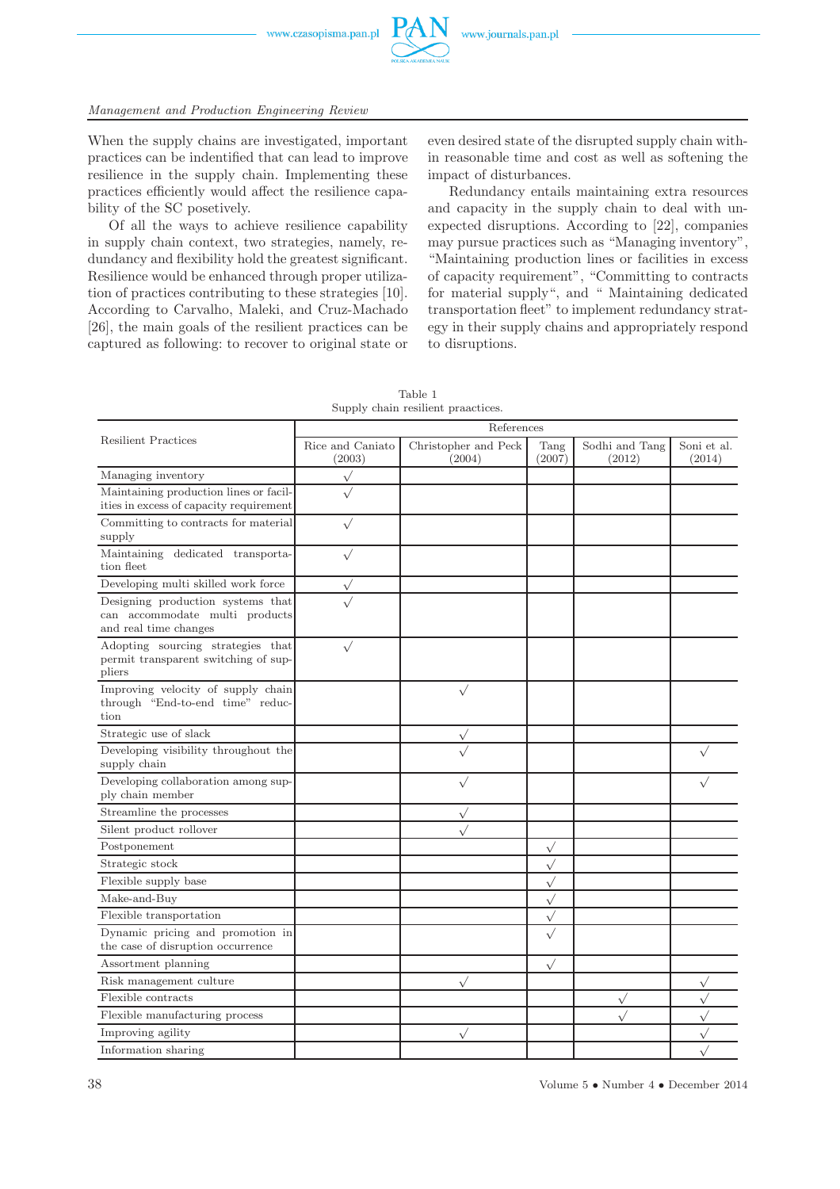When the supply chains are investigated, important practices can be indentified that can lead to improve resilience in the supply chain. Implementing these practices efficiently would affect the resilience capability of the SC posetively.

Of all the ways to achieve resilience capability in supply chain context, two strategies, namely, redundancy and flexibility hold the greatest significant. Resilience would be enhanced through proper utilization of practices contributing to these strategies [10]. According to Carvalho, Maleki, and Cruz-Machado [26], the main goals of the resilient practices can be captured as following: to recover to original state or even desired state of the disrupted supply chain within reasonable time and cost as well as softening the impact of disturbances.

Redundancy entails maintaining extra resources and capacity in the supply chain to deal with unexpected disruptions. According to [22], companies may pursue practices such as "Managing inventory", "Maintaining production lines or facilities in excess of capacity requirement", "Committing to contracts for material supply", and " Maintaining dedicated transportation fleet" to implement redundancy strategy in their supply chains and appropriately respond to disruptions.

Table 1
Supply chain resilient praactices.

| Resilient Practices | References | | | | |
|---|---|---|---|---|---|
| | Rice and Caniato (2003) | Christopher and Peck (2004) | Tang (2007) | Sodhi and Tang (2012) | Soni et al. (2014) |
| Managing inventory | √ | | | | |
| Maintaining production lines or facilities in excess of capacity requirement | √ | | | | |
| Committing to contracts for material supply | √ | | | | |
| Maintaining dedicated transportation fleet | √ | | | | |
| Developing multi skilled work force | √ | | | | |
| Designing production systems that can accommodate multi products and real time changes | √ | | | | |
| Adopting sourcing strategies that permit transparent switching of suppliers | √ | | | | |
| Improving velocity of supply chain through "End-to-end time" reduction | | √ | | | |
| Strategic use of slack | | √ | | | |
| Developing visibility throughout the supply chain | | √ | | | √ |
| Developing collaboration among supply chain member | | √ | | | √ |
| Streamline the processes | | √ | | | |
| Silent product rollover | | √ | | | |
| Postponement | | | √ | | |
| Strategic stock | | | √ | | |
| Flexible supply base | | | √ | | |
| Make-and-Buy | | | √ | | |
| Flexible transportation | | | √ | | |
| Dynamic pricing and promotion in the case of disruption occurrence | | | √ | | |
| Assortment planning | | | √ | | |
| Risk management culture | | √ | | | √ |
| Flexible contracts | | | | √ | √ |
| Flexible manufacturing process | | | | √ | √ |
| Improving agility | | √ | | | √ |
| Information sharing | | | | | √ |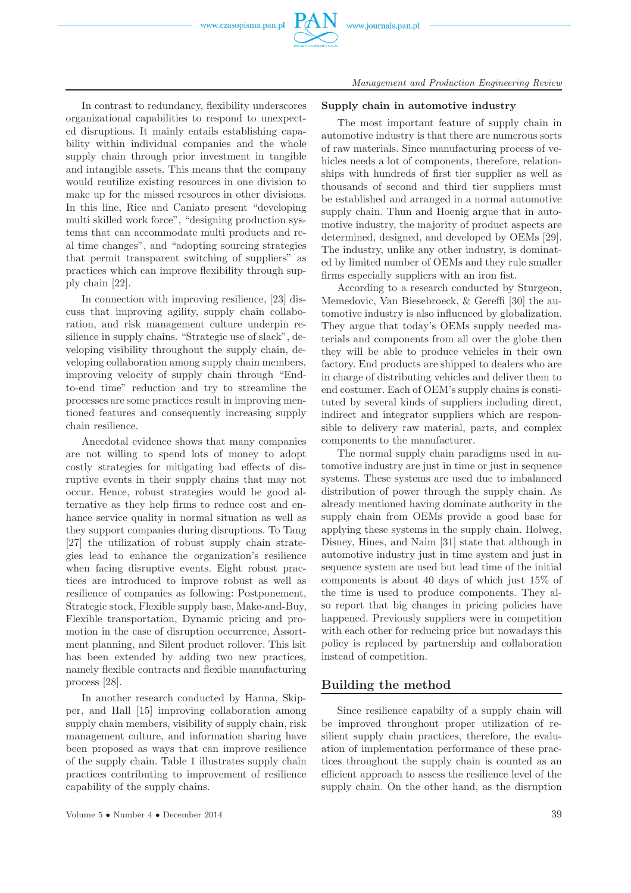In contrast to redundancy, flexibility underscores organizational capabilities to respond to unexpected disruptions. It mainly entails establishing capability within individual companies and the whole supply chain through prior investment in tangible and intangible assets. This means that the company would reutilize existing resources in one division to make up for the missed resources in other divisions. In this line, Rice and Caniato present "developing multi skilled work force", "designing production systems that can accommodate multi products and real time changes", and "adopting sourcing strategies that permit transparent switching of suppliers" as practices which can improve flexibility through supply chain [22].

In connection with improving resilience, [23] discuss that improving agility, supply chain collaboration, and risk management culture underpin resilience in supply chains. "Strategic use of slack", developing visibility throughout the supply chain, developing collaboration among supply chain members, improving velocity of supply chain through "End-to-end time" reduction and try to streamline the processes are some practices result in improving mentioned features and consequently increasing supply chain resilience.

Anecdotal evidence shows that many companies are not willing to spend lots of money to adopt costly strategies for mitigating bad effects of disruptive events in their supply chains that may not occur. Hence, robust strategies would be good alternative as they help firms to reduce cost and enhance service quality in normal situation as well as they support companies during disruptions. To Tang [27] the utilization of robust supply chain strategies lead to enhance the organization's resilience when facing disruptive events. Eight robust practices are introduced to improve robust as well as resilience of companies as following: Postponement, Strategic stock, Flexible supply base, Make-and-Buy, Flexible transportation, Dynamic pricing and promotion in the case of disruption occurrence, Assortment planning, and Silent product rollover. This lsit has been extended by adding two new practices, namely flexible contracts and flexible manufacturing process [28].

In another research conducted by Hanna, Skipper, and Hall [15] improving collaboration among supply chain members, visibility of supply chain, risk management culture, and information sharing have been proposed as ways that can improve resilience of the supply chain. Table 1 illustrates supply chain practices contributing to improvement of resilience capability of the supply chains.

### Supply chain in automotive industry

The most important feature of supply chain in automotive industry is that there are numerous sorts of raw materials. Since manufacturing process of vehicles needs a lot of components, therefore, relationships with hundreds of first tier supplier as well as thousands of second and third tier suppliers must be established and arranged in a normal automotive supply chain. Thun and Hoenig argue that in automotive industry, the majority of product aspects are determined, designed, and developed by OEMs [29]. The industry, unlike any other industry, is dominated by limited number of OEMs and they rule smaller firms especially suppliers with an iron fist.

According to a research conducted by Sturgeon, Memedovic, Van Biesebroeck, & Gereffi [30] the automotive industry is also influenced by globalization. They argue that today's OEMs supply needed materials and components from all over the globe then they will be able to produce vehicles in their own factory. End products are shipped to dealers who are in charge of distributing vehicles and deliver them to end costumer. Each of OEM's supply chains is constituted by several kinds of suppliers including direct, indirect and integrator suppliers which are responsible to delivery raw material, parts, and complex components to the manufacturer.

The normal supply chain paradigms used in automotive industry are just in time or just in sequence systems. These systems are used due to imbalanced distribution of power through the supply chain. As already mentioned having dominate authority in the supply chain from OEMs provide a good base for applying these systems in the supply chain. Holweg, Disney, Hines, and Naim [31] state that although in automotive industry just in time system and just in sequence system are used but lead time of the initial components is about 40 days of which just 15% of the time is used to produce components. They also report that big changes in pricing policies have happened. Previously suppliers were in competition with each other for reducing price but nowadays this policy is replaced by partnership and collaboration instead of competition.

## Building the method

Since resilience capabilty of a supply chain will be improved throughout proper utilization of resilient supply chain practices, therefore, the evaluation of implementation performance of these practices throughout the supply chain is counted as an efficient approach to assess the resilience level of the supply chain. On the other hand, as the disruption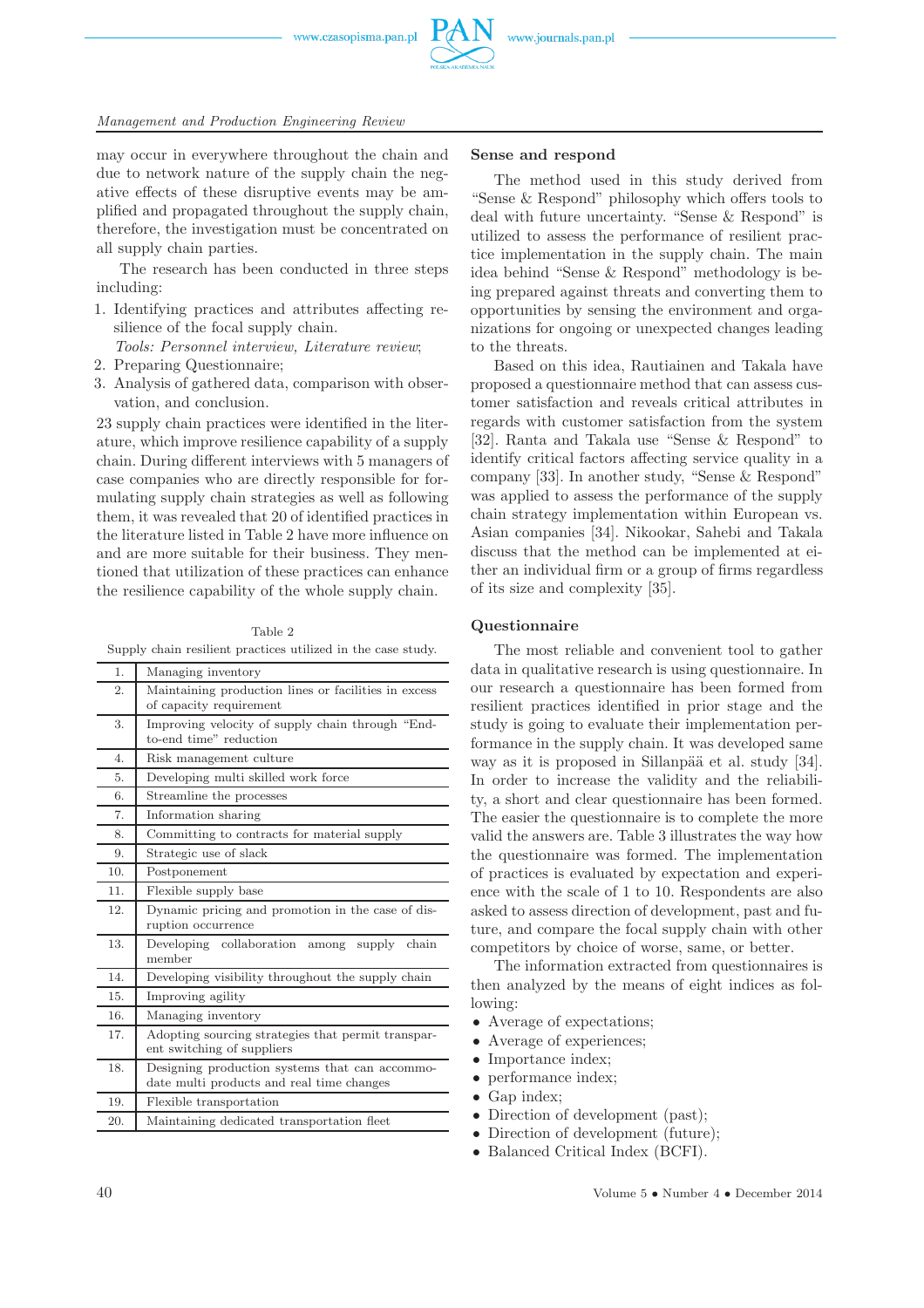may occur in everywhere throughout the chain and due to network nature of the supply chain the negative effects of these disruptive events may be amplified and propagated throughout the supply chain, therefore, the investigation must be concentrated on all supply chain parties.

The research has been conducted in three steps including:

1. Identifying practices and attributes affecting resilience of the focal supply chain.
   *Tools: Personnel interview, Literature review*;
2. Preparing Questionnaire;
3. Analysis of gathered data, comparison with observation, and conclusion.

23 supply chain practices were identified in the literature, which improve resilience capability of a supply chain. During different interviews with 5 managers of case companies who are directly responsible for formulating supply chain strategies as well as following them, it was revealed that 20 of identified practices in the literature listed in Table 2 have more influence on and are more suitable for their business. They mentioned that utilization of these practices can enhance the resilience capability of the whole supply chain.

Table 2
Supply chain resilient practices utilized in the case study.

| | |
|---|---|
| 1. | Managing inventory |
| 2. | Maintaining production lines or facilities in excess of capacity requirement |
| 3. | Improving velocity of supply chain through "End-to-end time" reduction |
| 4. | Risk management culture |
| 5. | Developing multi skilled work force |
| 6. | Streamline the processes |
| 7. | Information sharing |
| 8. | Committing to contracts for material supply |
| 9. | Strategic use of slack |
| 10. | Postponement |
| 11. | Flexible supply base |
| 12. | Dynamic pricing and promotion in the case of disruption occurrence |
| 13. | Developing collaboration among supply chain member |
| 14. | Developing visibility throughout the supply chain |
| 15. | Improving agility |
| 16. | Managing inventory |
| 17. | Adopting sourcing strategies that permit transparent switching of suppliers |
| 18. | Designing production systems that can accommodate multi products and real time changes |
| 19. | Flexible transportation |
| 20. | Maintaining dedicated transportation fleet |

### Sense and respond

The method used in this study derived from "Sense & Respond" philosophy which offers tools to deal with future uncertainty. "Sense & Respond" is utilized to assess the performance of resilient practice implementation in the supply chain. The main idea behind "Sense & Respond" methodology is being prepared against threats and converting them to opportunities by sensing the environment and organizations for ongoing or unexpected changes leading to the threats.

Based on this idea, Rautiainen and Takala have proposed a questionnaire method that can assess customer satisfaction and reveals critical attributes in regards with customer satisfaction from the system [32]. Ranta and Takala use "Sense & Respond" to identify critical factors affecting service quality in a company [33]. In another study, "Sense & Respond" was applied to assess the performance of the supply chain strategy implementation within European vs. Asian companies [34]. Nikookar, Sahebi and Takala discuss that the method can be implemented at either an individual firm or a group of firms regardless of its size and complexity [35].

### Questionnaire

The most reliable and convenient tool to gather data in qualitative research is using questionnaire. In our research a questionnaire has been formed from resilient practices identified in prior stage and the study is going to evaluate their implementation performance in the supply chain. It was developed same way as it is proposed in Sillanpää et al. study [34]. In order to increase the validity and the reliability, a short and clear questionnaire has been formed. The easier the questionnaire is to complete the more valid the answers are. Table 3 illustrates the way how the questionnaire was formed. The implementation of practices is evaluated by expectation and experience with the scale of 1 to 10. Respondents are also asked to assess direction of development, past and future, and compare the focal supply chain with other competitors by choice of worse, same, or better.

The information extracted from questionnaires is then analyzed by the means of eight indices as following:

- Average of expectations;
- Average of experiences;
- Importance index;
- performance index;
- Gap index;
- Direction of development (past);
- Direction of development (future);
- Balanced Critical Index (BCFI).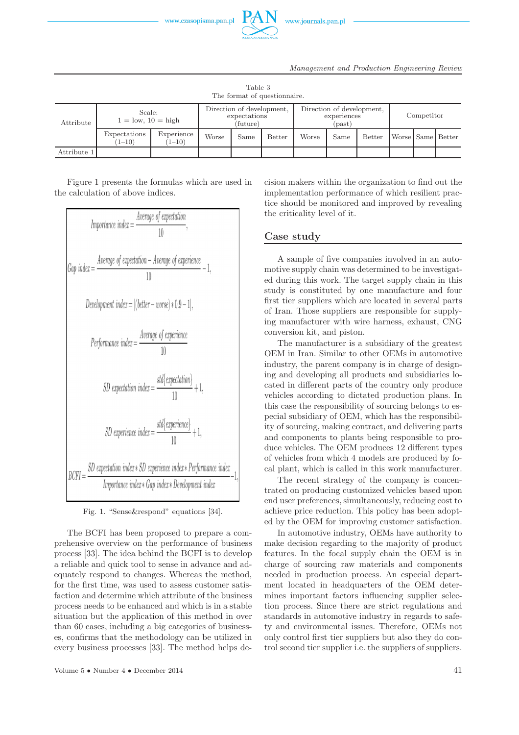Table 3
The format of questionnaire.

| Attribute | Scale: 1 = low, 10 = high | | Direction of development, expectations (future) | | | Direction of development, experiences (past) | | | Competitor | | |
|---|---|---|---|---|---|---|---|---|---|---|---|
| | Expectations (1–10) | Experience (1–10) | Worse | Same | Better | Worse | Same | Better | Worse | Same | Better |
| Attribute 1 | | | | | | | | | | | |

Figure 1 presents the formulas which are used in the calculation of above indices.

$$\text{Importance index} = \frac{\text{Average of expectation}}{10},$$

$$\text{Gap index} = \frac{\text{Average of expectation} - \text{Average of experience}}{10} - 1,$$

$$\text{Development index} = |(\text{better} - \text{worse}) * 0.9 - 1|,$$

$$\text{Performance index} = \frac{\text{Average of experience}}{10}$$

$$\text{SD expectation index} = \frac{\text{std}\{\text{expectation}\}}{10} + 1,$$

$$\text{SD experience index} = \frac{\text{std}\{\text{experience}\}}{10} + 1,$$

$$BCFI = \frac{\text{SD expectation index} * \text{SD experience index} * \text{Performance index}}{\text{Importance index} * \text{Gap index} * \text{Development index}} - 1,$$

Fig. 1. "Sense&respond" equations [34].

The BCFI has been proposed to prepare a comprehensive overview on the performance of business process [33]. The idea behind the BCFI is to develop a reliable and quick tool to sense in advance and adequately respond to changes. Whereas the method, for the first time, was used to assess customer satisfaction and determine which attribute of the business process needs to be enhanced and which is in a stable situation but the application of this method in over than 60 cases, including a big categories of businesses, confirms that the methodology can be utilized in every business processes [33]. The method helps decision makers within the organization to find out the implementation performance of which resilient practice should be monitored and improved by revealing the criticality level of it.

## Case study

A sample of five companies involved in an automotive supply chain was determined to be investigated during this work. The target supply chain in this study is constituted by one manufacturer and four first tier suppliers which are located in several parts of Iran. Those suppliers are responsible for supplying manufacturer with wire harness, exhaust, CNG conversion kit, and piston.

The manufacturer is a subsidiary of the greatest OEM in Iran. Similar to other OEMs in automotive industry, the parent company is in charge of designing and developing all products and subsidiaries located in different parts of the country only produce vehicles according to dictated production plans. In this case the responsibility of sourcing belongs to especial subsidiary of OEM, which has the responsibility of sourcing, making contract, and delivering parts and components to plants being responsible to produce vehicles. The OEM produces 12 different types of vehicles from which 4 models are produced by focal plant, which is called in this work manufacturer.

The recent strategy of the company is concentrated on producing customized vehicles based upon end user preferences, simultaneously, reducing cost to achieve price reduction. This policy has been adopted by the OEM for improving customer satisfaction.

In automotive industry, OEMs have authority to make decision regarding to the majority of product features. In the focal supply chain the OEM is in charge of sourcing raw materials and components needed in production process. An especial department located in headquarters of the OEM determines important factors influencing supplier selection process. Since there are strict regulations and standards in automotive industry in regards to safety and environmental issues. Therefore, OEMs not only control first tier suppliers but also they do control second tier supplier i.e. the suppliers of suppliers.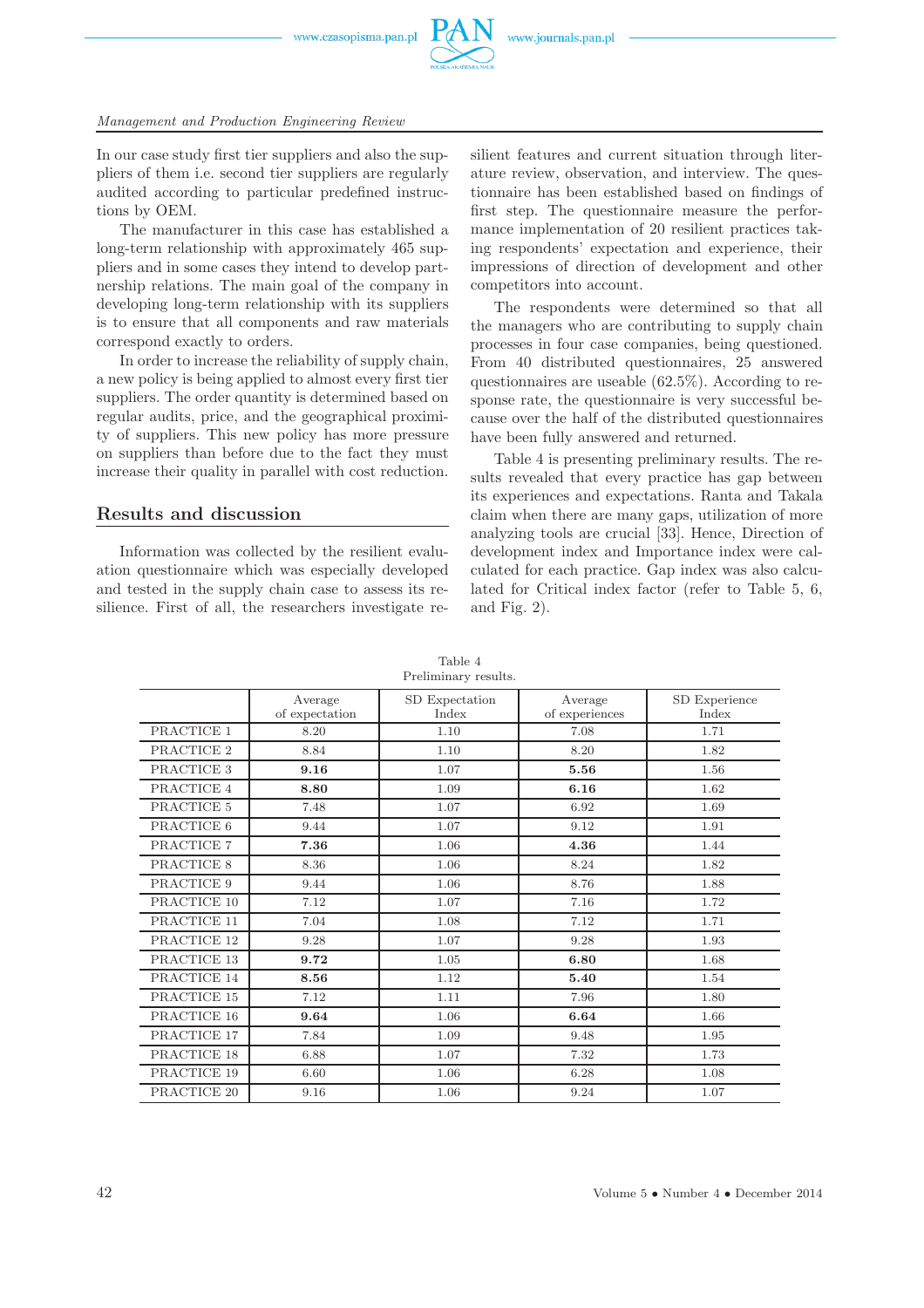In our case study first tier suppliers and also the suppliers of them i.e. second tier suppliers are regularly audited according to particular predefined instructions by OEM.

The manufacturer in this case has established a long-term relationship with approximately 465 suppliers and in some cases they intend to develop partnership relations. The main goal of the company in developing long-term relationship with its suppliers is to ensure that all components and raw materials correspond exactly to orders.

In order to increase the reliability of supply chain, a new policy is being applied to almost every first tier suppliers. The order quantity is determined based on regular audits, price, and the geographical proximity of suppliers. This new policy has more pressure on suppliers than before due to the fact they must increase their quality in parallel with cost reduction.

## Results and discussion

Information was collected by the resilient evaluation questionnaire which was especially developed and tested in the supply chain case to assess its resilience. First of all, the researchers investigate resilient features and current situation through literature review, observation, and interview. The questionnaire has been established based on findings of first step. The questionnaire measure the performance implementation of 20 resilient practices taking respondents' expectation and experience, their impressions of direction of development and other competitors into account.

The respondents were determined so that all the managers who are contributing to supply chain processes in four case companies, being questioned. From 40 distributed questionnaires, 25 answered questionnaires are useable (62.5%). According to response rate, the questionnaire is very successful because over the half of the distributed questionnaires have been fully answered and returned.

Table 4 is presenting preliminary results. The results revealed that every practice has gap between its experiences and expectations. Ranta and Takala claim when there are many gaps, utilization of more analyzing tools are crucial [33]. Hence, Direction of development index and Importance index were calculated for each practice. Gap index was also calculated for Critical index factor (refer to Table 5, 6, and Fig. 2).

Table 4
Preliminary results.

| | Average of expectation | SD Expectation Index | Average of experiences | SD Experience Index |
|---|---|---|---|---|
| PRACTICE 1 | 8.20 | 1.10 | 7.08 | 1.71 |
| PRACTICE 2 | 8.84 | 1.10 | 8.20 | 1.82 |
| PRACTICE 3 | **9.16** | 1.07 | **5.56** | 1.56 |
| PRACTICE 4 | **8.80** | 1.09 | **6.16** | 1.62 |
| PRACTICE 5 | 7.48 | 1.07 | 6.92 | 1.69 |
| PRACTICE 6 | 9.44 | 1.07 | 9.12 | 1.91 |
| PRACTICE 7 | **7.36** | 1.06 | **4.36** | 1.44 |
| PRACTICE 8 | 8.36 | 1.06 | 8.24 | 1.82 |
| PRACTICE 9 | 9.44 | 1.06 | 8.76 | 1.88 |
| PRACTICE 10 | 7.12 | 1.07 | 7.16 | 1.72 |
| PRACTICE 11 | 7.04 | 1.08 | 7.12 | 1.71 |
| PRACTICE 12 | 9.28 | 1.07 | 9.28 | 1.93 |
| PRACTICE 13 | **9.72** | 1.05 | **6.80** | 1.68 |
| PRACTICE 14 | **8.56** | 1.12 | **5.40** | 1.54 |
| PRACTICE 15 | 7.12 | 1.11 | 7.96 | 1.80 |
| PRACTICE 16 | **9.64** | 1.06 | **6.64** | 1.66 |
| PRACTICE 17 | 7.84 | 1.09 | 9.48 | 1.95 |
| PRACTICE 18 | 6.88 | 1.07 | 7.32 | 1.73 |
| PRACTICE 19 | 6.60 | 1.06 | 6.28 | 1.08 |
| PRACTICE 20 | 9.16 | 1.06 | 9.24 | 1.07 |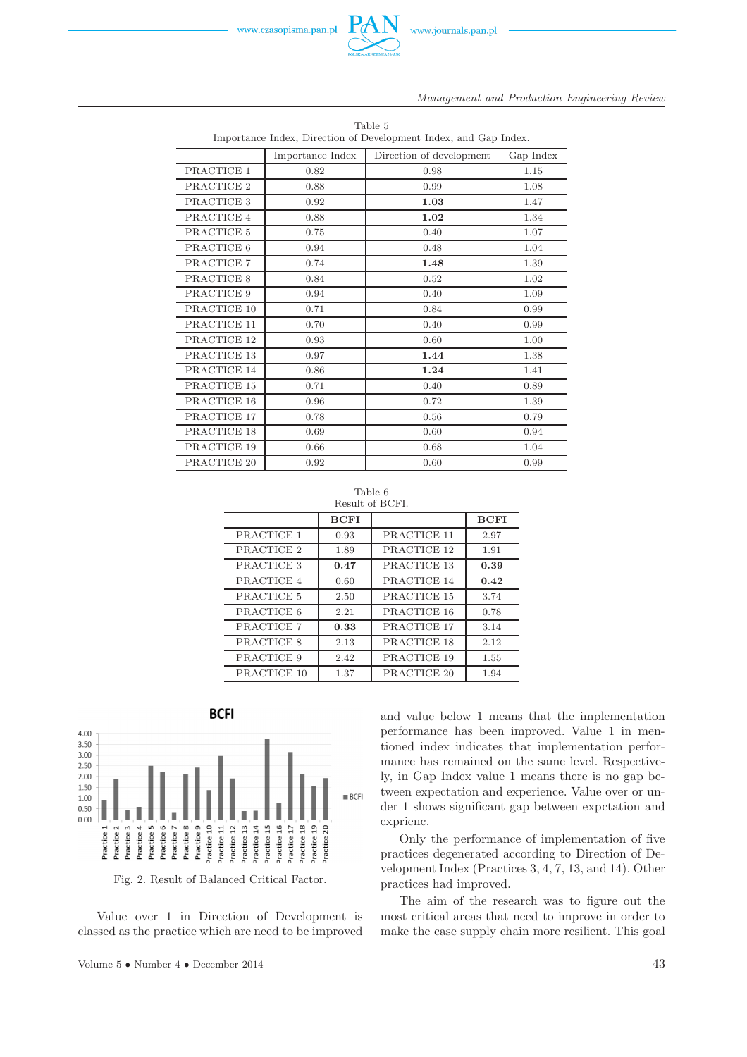Table 5
Importance Index, Direction of Development Index, and Gap Index.

| | Importance Index | Direction of development | Gap Index |
|---|---|---|---|
| PRACTICE 1 | 0.82 | 0.98 | 1.15 |
| PRACTICE 2 | 0.88 | 0.99 | 1.08 |
| PRACTICE 3 | 0.92 | **1.03** | 1.47 |
| PRACTICE 4 | 0.88 | **1.02** | 1.34 |
| PRACTICE 5 | 0.75 | 0.40 | 1.07 |
| PRACTICE 6 | 0.94 | 0.48 | 1.04 |
| PRACTICE 7 | 0.74 | **1.48** | 1.39 |
| PRACTICE 8 | 0.84 | 0.52 | 1.02 |
| PRACTICE 9 | 0.94 | 0.40 | 1.09 |
| PRACTICE 10 | 0.71 | 0.84 | 0.99 |
| PRACTICE 11 | 0.70 | 0.40 | 0.99 |
| PRACTICE 12 | 0.93 | 0.60 | 1.00 |
| PRACTICE 13 | 0.97 | **1.44** | 1.38 |
| PRACTICE 14 | 0.86 | **1.24** | 1.41 |
| PRACTICE 15 | 0.71 | 0.40 | 0.89 |
| PRACTICE 16 | 0.96 | 0.72 | 1.39 |
| PRACTICE 17 | 0.78 | 0.56 | 0.79 |
| PRACTICE 18 | 0.69 | 0.60 | 0.94 |
| PRACTICE 19 | 0.66 | 0.68 | 1.04 |
| PRACTICE 20 | 0.92 | 0.60 | 0.99 |

Table 6
Result of BCFI.

| | **BCFI** | | **BCFI** |
|---|---|---|---|
| PRACTICE 1 | 0.93 | PRACTICE 11 | 2.97 |
| PRACTICE 2 | 1.89 | PRACTICE 12 | 1.91 |
| PRACTICE 3 | **0.47** | PRACTICE 13 | **0.39** |
| PRACTICE 4 | 0.60 | PRACTICE 14 | **0.42** |
| PRACTICE 5 | 2.50 | PRACTICE 15 | 3.74 |
| PRACTICE 6 | 2.21 | PRACTICE 16 | 0.78 |
| PRACTICE 7 | **0.33** | PRACTICE 17 | 3.14 |
| PRACTICE 8 | 2.13 | PRACTICE 18 | 2.12 |
| PRACTICE 9 | 2.42 | PRACTICE 19 | 1.55 |
| PRACTICE 10 | 1.37 | PRACTICE 20 | 1.94 |

Fig. 2. Result of Balanced Critical Factor.

Value over 1 in Direction of Development is classed as the practice which are need to be improved and value below 1 means that the implementation performance has been improved. Value 1 in mentioned index indicates that implementation performance has remained on the same level. Respectively, in Gap Index value 1 means there is no gap between expectation and experience. Value over or under 1 shows significant gap between expctation and exprienc.

Only the performance of implementation of five practices degenerated according to Direction of Development Index (Practices 3, 4, 7, 13, and 14). Other practices had improved.

The aim of the research was to figure out the most critical areas that need to improve in order to make the case supply chain more resilient. This goal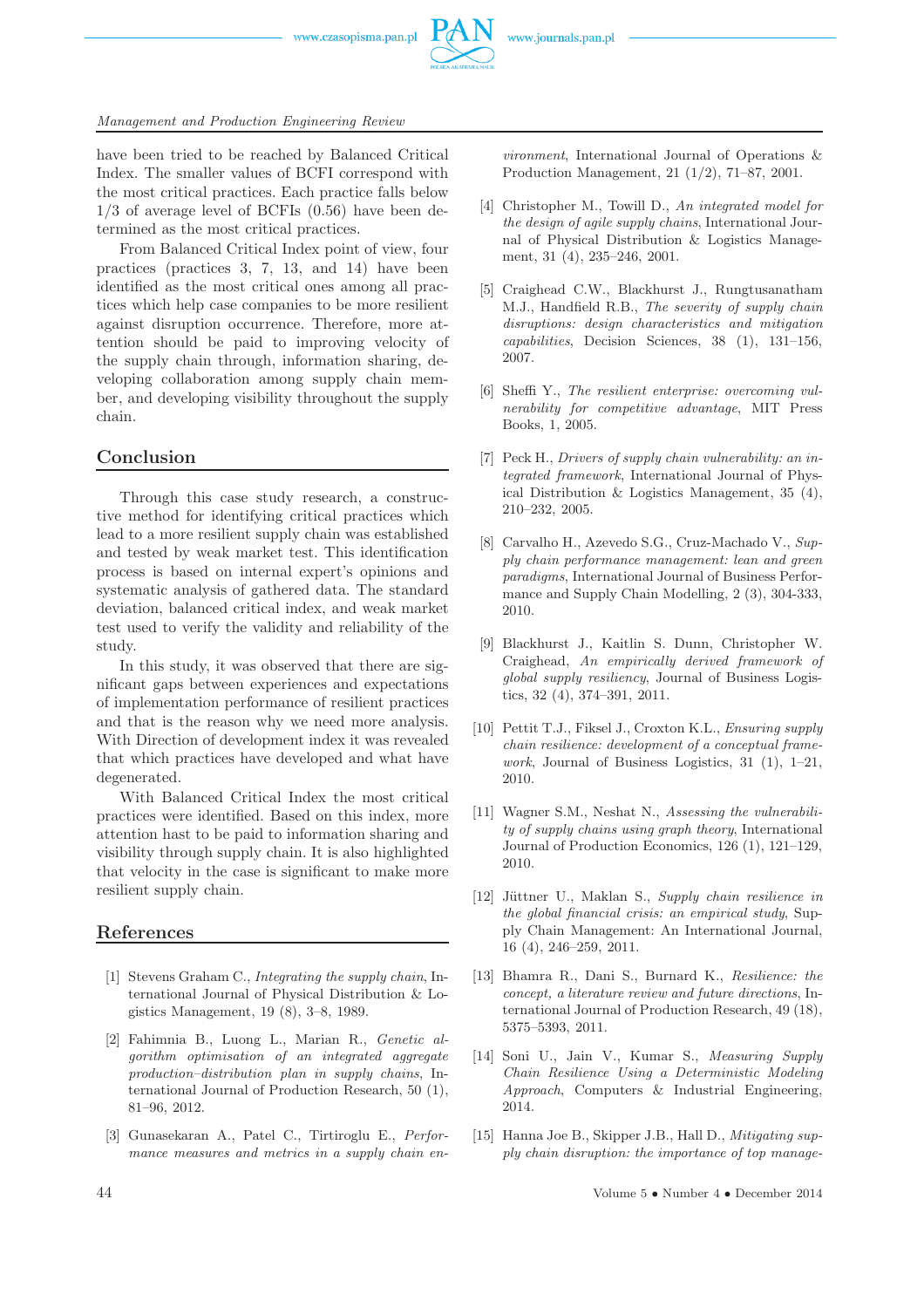have been tried to be reached by Balanced Critical Index. The smaller values of BCFI correspond with the most critical practices. Each practice falls below 1/3 of average level of BCFIs (0.56) have been determined as the most critical practices.

From Balanced Critical Index point of view, four practices (practices 3, 7, 13, and 14) have been identified as the most critical ones among all practices which help case companies to be more resilient against disruption occurrence. Therefore, more attention should be paid to improving velocity of the supply chain through, information sharing, developing collaboration among supply chain member, and developing visibility throughout the supply chain.

## Conclusion

Through this case study research, a constructive method for identifying critical practices which lead to a more resilient supply chain was established and tested by weak market test. This identification process is based on internal expert's opinions and systematic analysis of gathered data. The standard deviation, balanced critical index, and weak market test used to verify the validity and reliability of the study.

In this study, it was observed that there are significant gaps between experiences and expectations of implementation performance of resilient practices and that is the reason why we need more analysis. With Direction of development index it was revealed that which practices have developed and what have degenerated.

With Balanced Critical Index the most critical practices were identified. Based on this index, more attention hast to be paid to information sharing and visibility through supply chain. It is also highlighted that velocity in the case is significant to make more resilient supply chain.

## References

[1] Stevens Graham C., *Integrating the supply chain*, International Journal of Physical Distribution & Logistics Management, 19 (8), 3–8, 1989.

[2] Fahimnia B., Luong L., Marian R., *Genetic algorithm optimisation of an integrated aggregate production–distribution plan in supply chains*, International Journal of Production Research, 50 (1), 81–96, 2012.

[3] Gunasekaran A., Patel C., Tirtiroglu E., *Performance measures and metrics in a supply chain environment*, International Journal of Operations & Production Management, 21 (1/2), 71–87, 2001.

[4] Christopher M., Towill D., *An integrated model for the design of agile supply chains*, International Journal of Physical Distribution & Logistics Management, 31 (4), 235–246, 2001.

[5] Craighead C.W., Blackhurst J., Rungtusanatham M.J., Handfield R.B., *The severity of supply chain disruptions: design characteristics and mitigation capabilities*, Decision Sciences, 38 (1), 131–156, 2007.

[6] Sheffi Y., *The resilient enterprise: overcoming vulnerability for competitive advantage*, MIT Press Books, 1, 2005.

[7] Peck H., *Drivers of supply chain vulnerability: an integrated framework*, International Journal of Physical Distribution & Logistics Management, 35 (4), 210–232, 2005.

[8] Carvalho H., Azevedo S.G., Cruz-Machado V., *Supply chain performance management: lean and green paradigms*, International Journal of Business Performance and Supply Chain Modelling, 2 (3), 304-333, 2010.

[9] Blackhurst J., Kaitlin S. Dunn, Christopher W. Craighead, *An empirically derived framework of global supply resiliency*, Journal of Business Logistics, 32 (4), 374–391, 2011.

[10] Pettit T.J., Fiksel J., Croxton K.L., *Ensuring supply chain resilience: development of a conceptual framework*, Journal of Business Logistics, 31 (1), 1–21, 2010.

[11] Wagner S.M., Neshat N., *Assessing the vulnerability of supply chains using graph theory*, International Journal of Production Economics, 126 (1), 121–129, 2010.

[12] Jüttner U., Maklan S., *Supply chain resilience in the global financial crisis: an empirical study*, Supply Chain Management: An International Journal, 16 (4), 246–259, 2011.

[13] Bhamra R., Dani S., Burnard K., *Resilience: the concept, a literature review and future directions*, International Journal of Production Research, 49 (18), 5375–5393, 2011.

[14] Soni U., Jain V., Kumar S., *Measuring Supply Chain Resilience Using a Deterministic Modeling Approach*, Computers & Industrial Engineering, 2014.

[15] Hanna Joe B., Skipper J.B., Hall D., *Mitigating supply chain disruption: the importance of top manage-*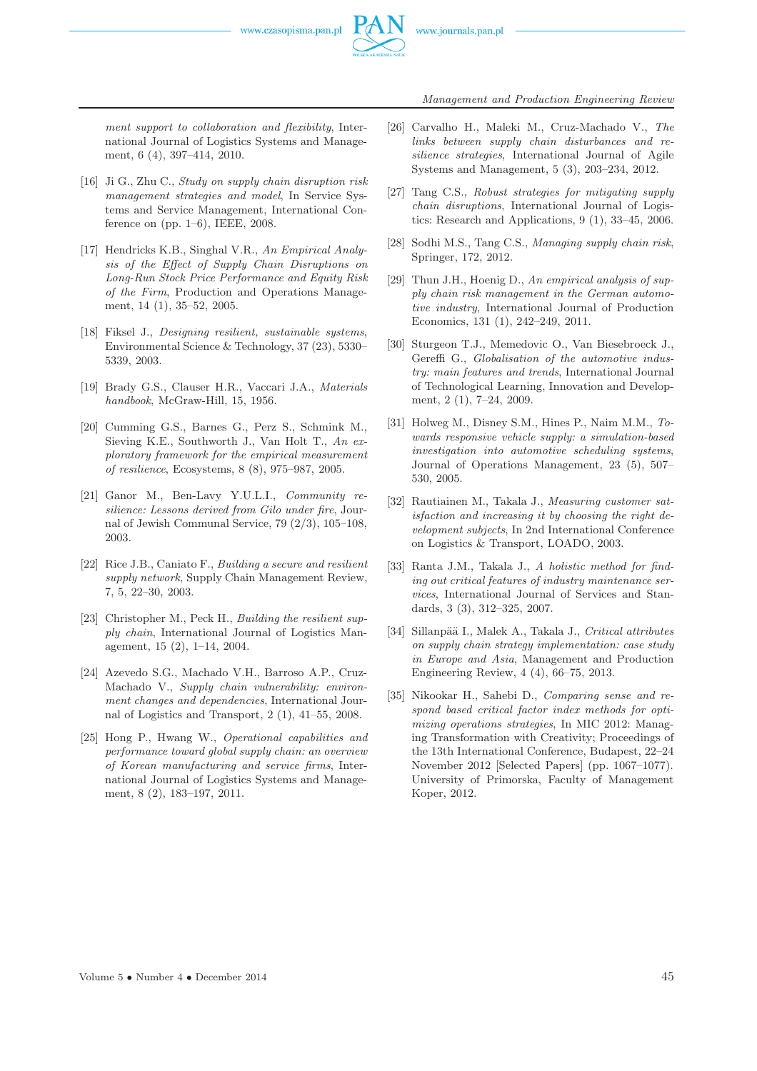ment support to collaboration and flexibility*, International Journal of Logistics Systems and Management, 6 (4), 397–414, 2010.

[16] Ji G., Zhu C., *Study on supply chain disruption risk management strategies and model*, In Service Systems and Service Management, International Conference on (pp. 1–6), IEEE, 2008.

[17] Hendricks K.B., Singhal V.R., *An Empirical Analysis of the Effect of Supply Chain Disruptions on Long-Run Stock Price Performance and Equity Risk of the Firm*, Production and Operations Management, 14 (1), 35–52, 2005.

[18] Fiksel J., *Designing resilient, sustainable systems*, Environmental Science & Technology, 37 (23), 5330–5339, 2003.

[19] Brady G.S., Clauser H.R., Vaccari J.A., *Materials handbook*, McGraw-Hill, 15, 1956.

[20] Cumming G.S., Barnes G., Perz S., Schmink M., Sieving K.E., Southworth J., Van Holt T., *An exploratory framework for the empirical measurement of resilience*, Ecosystems, 8 (8), 975–987, 2005.

[21] Ganor M., Ben-Lavy Y.U.L.I., *Community resilience: Lessons derived from Gilo under fire*, Journal of Jewish Communal Service, 79 (2/3), 105–108, 2003.

[22] Rice J.B., Caniato F., *Building a secure and resilient supply network*, Supply Chain Management Review, 7, 5, 22–30, 2003.

[23] Christopher M., Peck H., *Building the resilient supply chain*, International Journal of Logistics Management, 15 (2), 1–14, 2004.

[24] Azevedo S.G., Machado V.H., Barroso A.P., Cruz-Machado V., *Supply chain vulnerability: environment changes and dependencies*, International Journal of Logistics and Transport, 2 (1), 41–55, 2008.

[25] Hong P., Hwang W., *Operational capabilities and performance toward global supply chain: an overview of Korean manufacturing and service firms*, International Journal of Logistics Systems and Management, 8 (2), 183–197, 2011.

[26] Carvalho H., Maleki M., Cruz-Machado V., *The links between supply chain disturbances and resilience strategies*, International Journal of Agile Systems and Management, 5 (3), 203–234, 2012.

[27] Tang C.S., *Robust strategies for mitigating supply chain disruptions*, International Journal of Logistics: Research and Applications, 9 (1), 33–45, 2006.

[28] Sodhi M.S., Tang C.S., *Managing supply chain risk*, Springer, 172, 2012.

[29] Thun J.H., Hoenig D., *An empirical analysis of supply chain risk management in the German automotive industry*, International Journal of Production Economics, 131 (1), 242–249, 2011.

[30] Sturgeon T.J., Memedovic O., Van Biesebroeck J., Gereffi G., *Globalisation of the automotive industry: main features and trends*, International Journal of Technological Learning, Innovation and Development, 2 (1), 7–24, 2009.

[31] Holweg M., Disney S.M., Hines P., Naim M.M., *Towards responsive vehicle supply: a simulation-based investigation into automotive scheduling systems*, Journal of Operations Management, 23 (5), 507–530, 2005.

[32] Rautiainen M., Takala J., *Measuring customer satisfaction and increasing it by choosing the right development subjects*, In 2nd International Conference on Logistics & Transport, LOADO, 2003.

[33] Ranta J.M., Takala J., *A holistic method for finding out critical features of industry maintenance services*, International Journal of Services and Standards, 3 (3), 312–325, 2007.

[34] Sillanpää I., Malek A., Takala J., *Critical attributes on supply chain strategy implementation: case study in Europe and Asia*, Management and Production Engineering Review, 4 (4), 66–75, 2013.

[35] Nikookar H., Sahebi D., *Comparing sense and respond based critical factor index methods for optimizing operations strategies*, In MIC 2012: Managing Transformation with Creativity; Proceedings of the 13th International Conference, Budapest, 22–24 November 2012 [Selected Papers] (pp. 1067–1077). University of Primorska, Faculty of Management Koper, 2012.